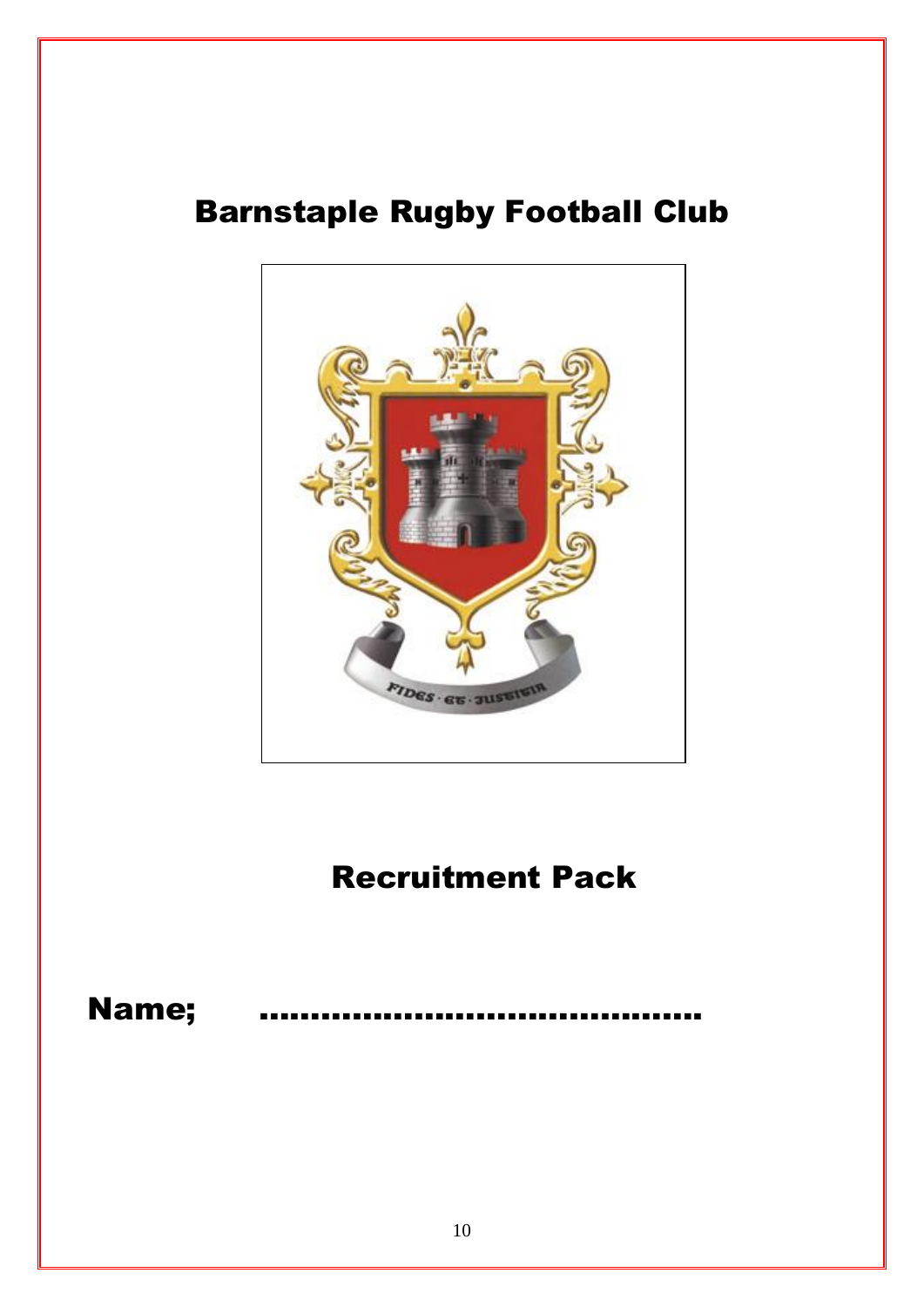# Barnstaple Rugby Football Club

# Recruitment Pack

**Name; ..........................................**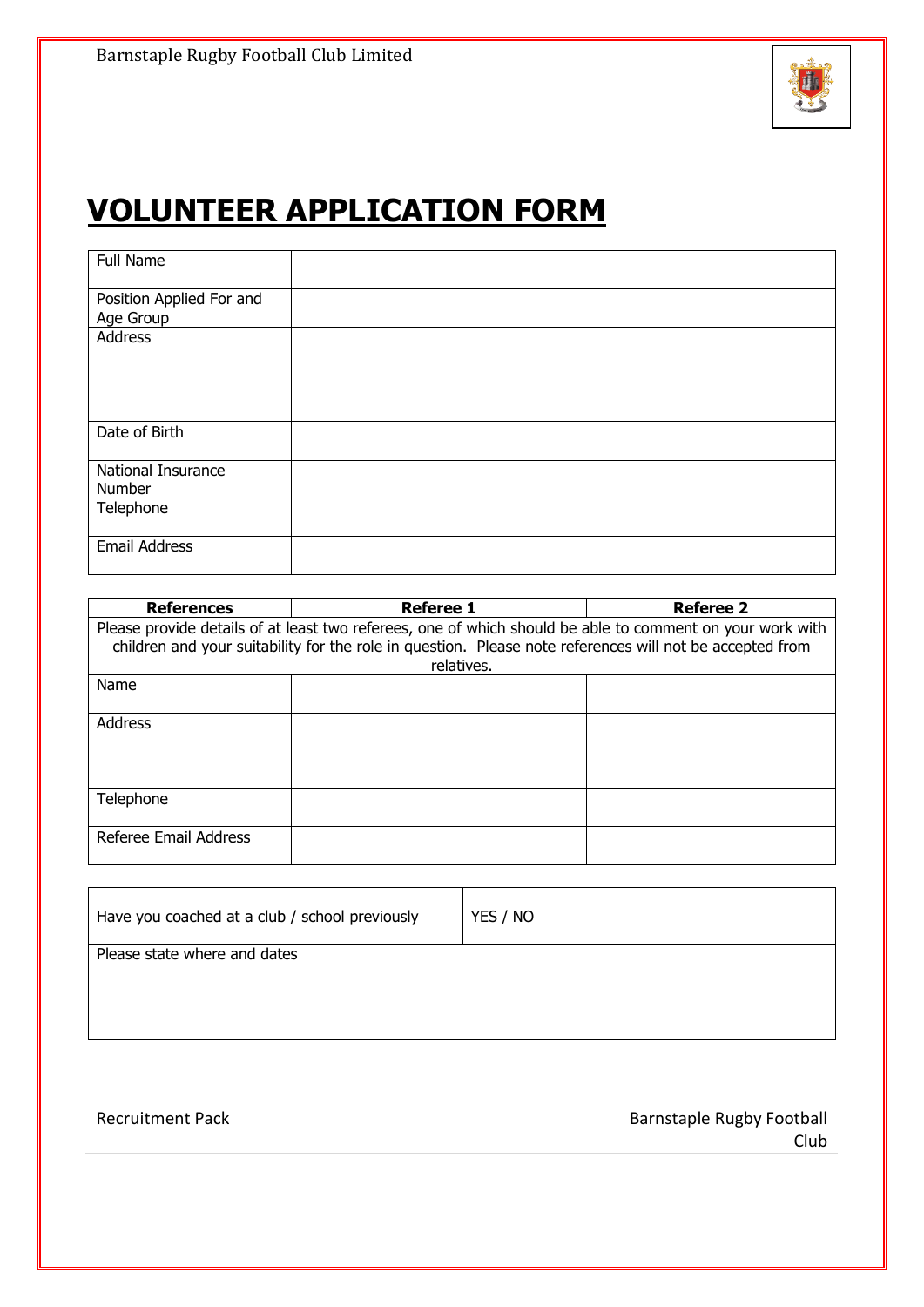# VOLUNTEER APPLICATION FORM

| Full Name | |
|---|---|
| Position Applied For and Age Group | |
| Address | |
| Date of Birth | |
| National Insurance Number | |
| Telephone | |
| Email Address | |

| References | Referee 1 | Referee 2 |
|---|---|---|
| Please provide details of at least two referees, one of which should be able to comment on your work with children and your suitability for the role in question. Please note references will not be accepted from relatives. | | |
| Name | | |
| Address | | |
| Telephone | | |
| Referee Email Address | | |

| Have you coached at a club / school previously | YES / NO |
|---|---|
| Please state where and dates | |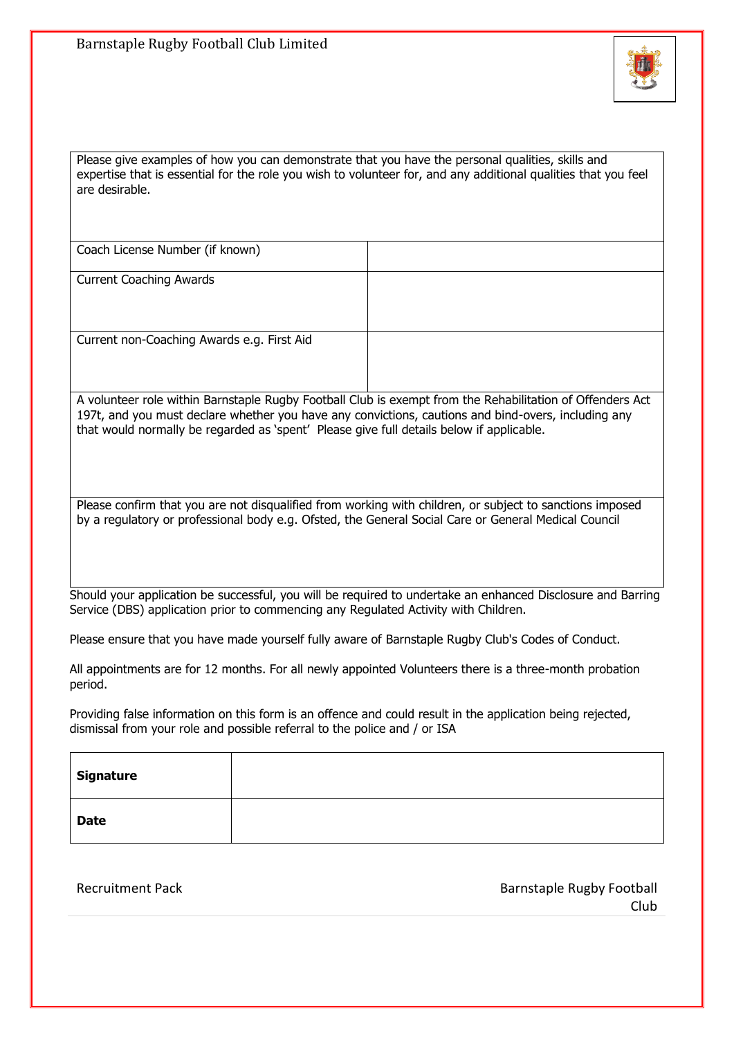| Please give examples of how you can demonstrate that you have the personal qualities, skills and expertise that is essential for the role you wish to volunteer for, and any additional qualities that you feel are desirable. | |
|---|---|
| Coach License Number (if known) | |
| Current Coaching Awards | |
| Current non-Coaching Awards e.g. First Aid | |
| A volunteer role within Barnstaple Rugby Football Club is exempt from the Rehabilitation of Offenders Act 197t, and you must declare whether you have any convictions, cautions and bind-overs, including any that would normally be regarded as 'spent' Please give full details below if applicable. | |
| Please confirm that you are not disqualified from working with children, or subject to sanctions imposed by a regulatory or professional body e.g. Ofsted, the General Social Care or General Medical Council | |

Should your application be successful, you will be required to undertake an enhanced Disclosure and Barring Service (DBS) application prior to commencing any Regulated Activity with Children.

Please ensure that you have made yourself fully aware of Barnstaple Rugby Club's Codes of Conduct.

All appointments are for 12 months. For all newly appointed Volunteers there is a three-month probation period.

Providing false information on this form is an offence and could result in the application being rejected, dismissal from your role and possible referral to the police and / or ISA

| **Signature** | |
|---|---|
| **Date** | |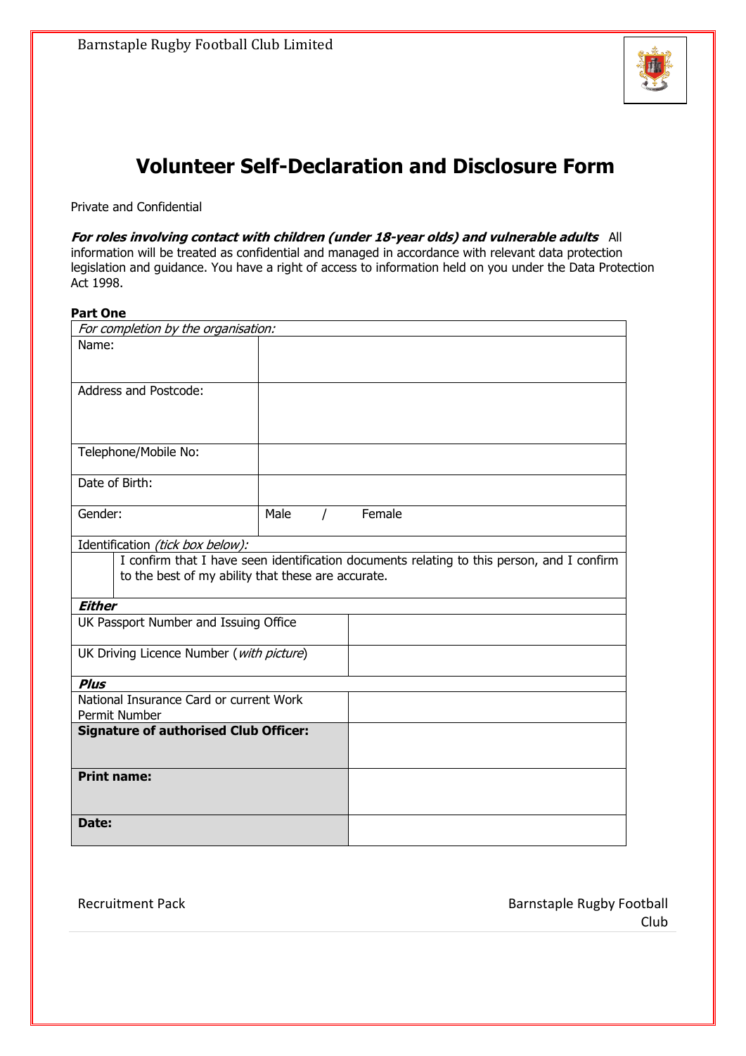# Volunteer Self-Declaration and Disclosure Form

Private and Confidential

***For roles involving contact with children (under 18-year olds) and vulnerable adults*** All information will be treated as confidential and managed in accordance with relevant data protection legislation and guidance. You have a right of access to information held on you under the Data Protection Act 1998.

**Part One**

| *For completion by the organisation:* | |
|---|---|
| Name: | |
| Address and Postcode: | |
| Telephone/Mobile No: | |
| Date of Birth: | |
| Gender: | Male / Female |
| Identification *(tick box below):* | |
| ☐ I confirm that I have seen identification documents relating to this person, and I confirm to the best of my ability that these are accurate. | |
| ***Either*** | |
| UK Passport Number and Issuing Office | |
| UK Driving Licence Number (*with picture*) | |
| ***Plus*** | |
| National Insurance Card or current Work Permit Number | |
| **Signature of authorised Club Officer:** | |
| **Print name:** | |
| **Date:** | |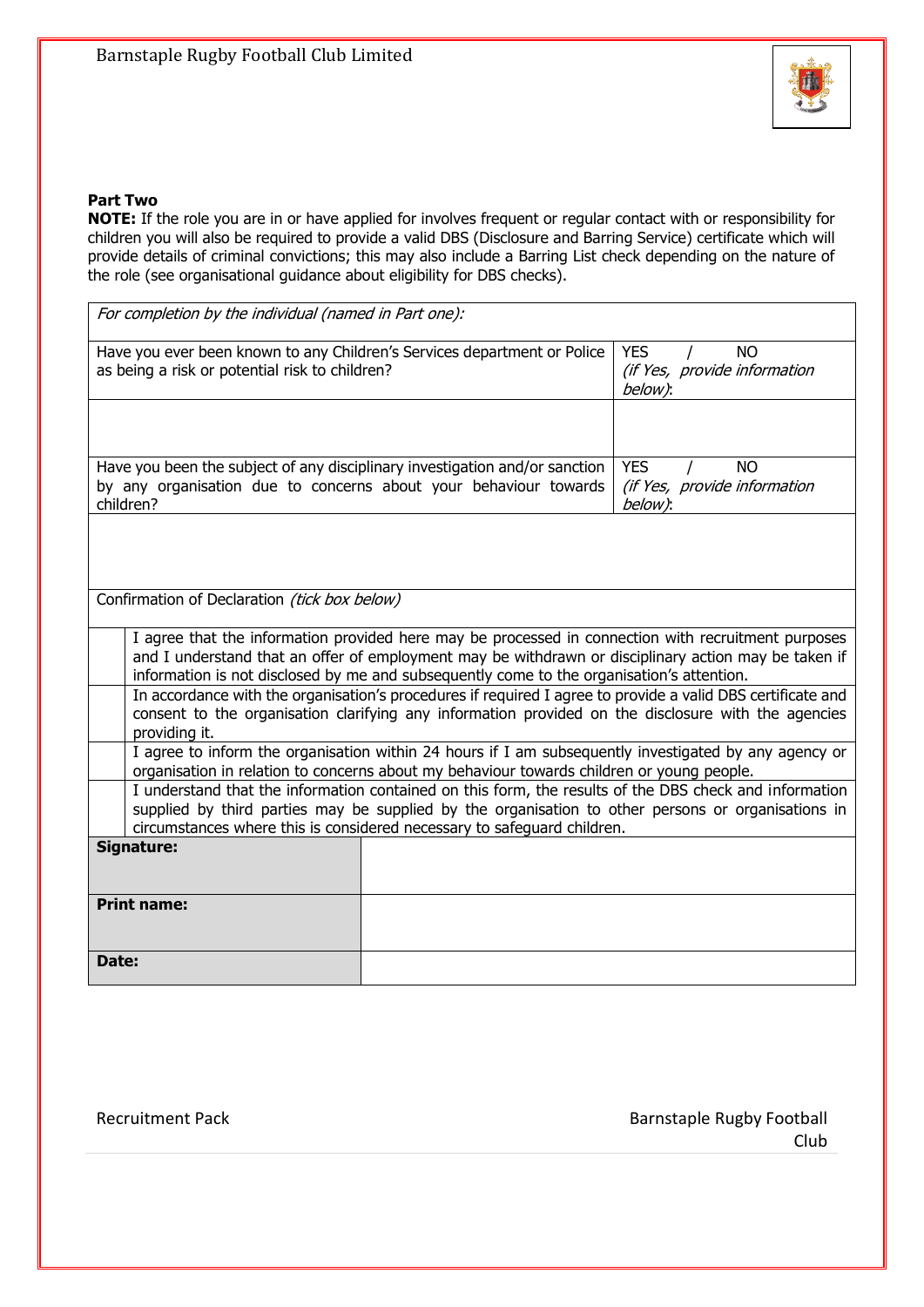**Part Two**

**NOTE:** If the role you are in or have applied for involves frequent or regular contact with or responsibility for children you will also be required to provide a valid DBS (Disclosure and Barring Service) certificate which will provide details of criminal convictions; this may also include a Barring List check depending on the nature of the role (see organisational guidance about eligibility for DBS checks).

| *For completion by the individual (named in Part one):* | |
|---|---|
| Have you ever been known to any Children's Services department or Police as being a risk or potential risk to children? | YES / NO *(if Yes, provide information below)*: |
| | |
| Have you been the subject of any disciplinary investigation and/or sanction by any organisation due to concerns about your behaviour towards children? | YES / NO *(if Yes, provide information below)*: |
| | |

Confirmation of Declaration *(tick box below)*

| | |
|---|---|
| ☐ | I agree that the information provided here may be processed in connection with recruitment purposes and I understand that an offer of employment may be withdrawn or disciplinary action may be taken if information is not disclosed by me and subsequently come to the organisation's attention. |
| ☐ | In accordance with the organisation's procedures if required I agree to provide a valid DBS certificate and consent to the organisation clarifying any information provided on the disclosure with the agencies providing it. |
| ☐ | I agree to inform the organisation within 24 hours if I am subsequently investigated by any agency or organisation in relation to concerns about my behaviour towards children or young people. |
| ☐ | I understand that the information contained on this form, the results of the DBS check and information supplied by third parties may be supplied by the organisation to other persons or organisations in circumstances where this is considered necessary to safeguard children. |

| | |
|---|---|
| **Signature:** | |
| **Print name:** | |
| **Date:** | |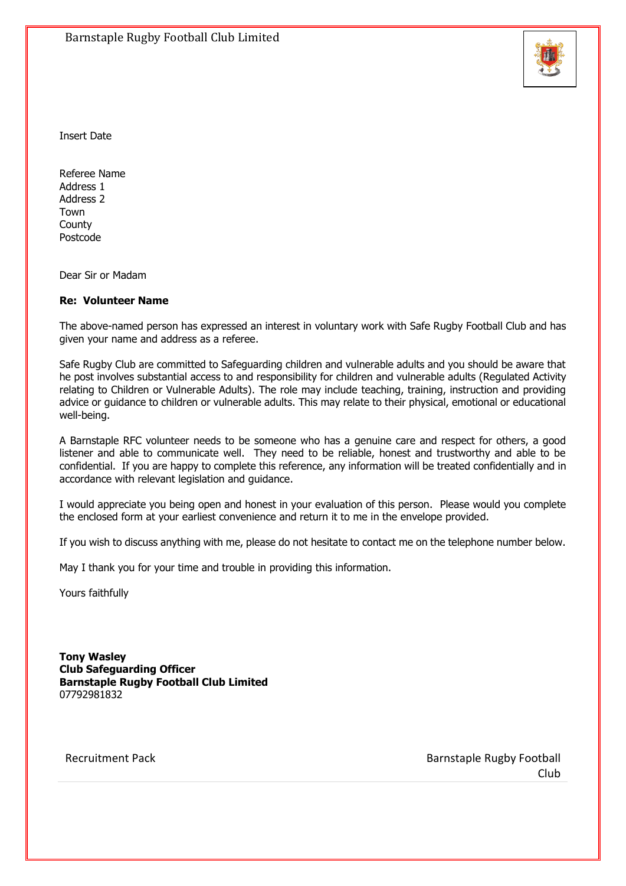Insert Date

Referee Name
Address 1
Address 2
Town
County
Postcode

Dear Sir or Madam

**Re: Volunteer Name**

The above-named person has expressed an interest in voluntary work with Safe Rugby Football Club and has given your name and address as a referee.

Safe Rugby Club are committed to Safeguarding children and vulnerable adults and you should be aware that he post involves substantial access to and responsibility for children and vulnerable adults (Regulated Activity relating to Children or Vulnerable Adults). The role may include teaching, training, instruction and providing advice or guidance to children or vulnerable adults. This may relate to their physical, emotional or educational well-being.

A Barnstaple RFC volunteer needs to be someone who has a genuine care and respect for others, a good listener and able to communicate well. They need to be reliable, honest and trustworthy and able to be confidential. If you are happy to complete this reference, any information will be treated confidentially and in accordance with relevant legislation and guidance.

I would appreciate you being open and honest in your evaluation of this person. Please would you complete the enclosed form at your earliest convenience and return it to me in the envelope provided.

If you wish to discuss anything with me, please do not hesitate to contact me on the telephone number below.

May I thank you for your time and trouble in providing this information.

Yours faithfully

**Tony Wasley**
**Club Safeguarding Officer**
**Barnstaple Rugby Football Club Limited**
07792981832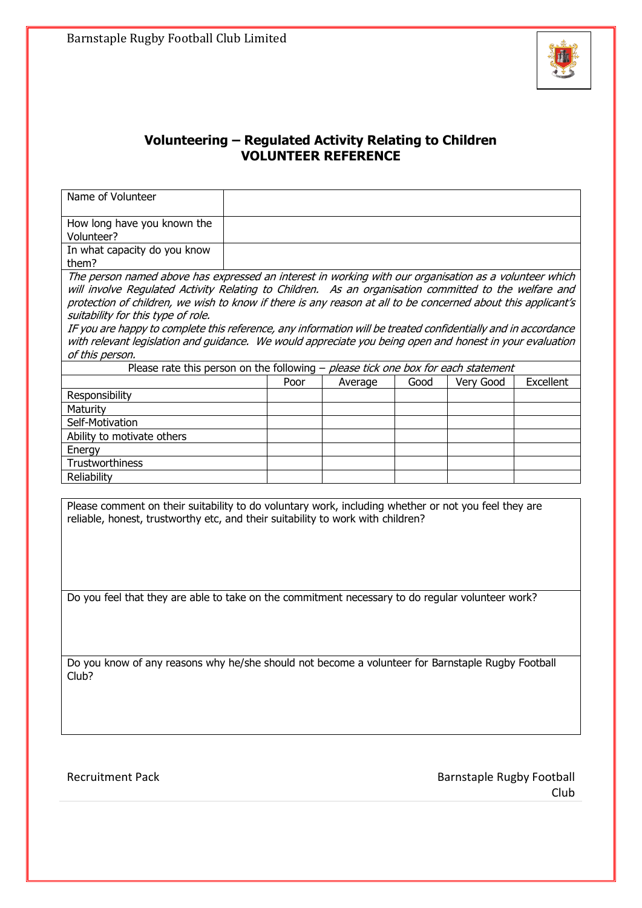Barnstaple Rugby Football Club Limited

## Volunteering – Regulated Activity Relating to Children
## VOLUNTEER REFERENCE

| Name of Volunteer | |
|---|---|
| How long have you known the Volunteer? | |
| In what capacity do you know them? | |

*The person named above has expressed an interest in working with our organisation as a volunteer which will involve Regulated Activity Relating to Children. As an organisation committed to the welfare and protection of children, we wish to know if there is any reason at all to be concerned about this applicant's suitability for this type of role.*

*IF you are happy to complete this reference, any information will be treated confidentially and in accordance with relevant legislation and guidance. We would appreciate you being open and honest in your evaluation of this person.*

Please rate this person on the following – *please tick one box for each statement*

| | Poor | Average | Good | Very Good | Excellent |
|---|---|---|---|---|---|
| Responsibility | | | | | |
| Maturity | | | | | |
| Self-Motivation | | | | | |
| Ability to motivate others | | | | | |
| Energy | | | | | |
| Trustworthiness | | | | | |
| Reliability | | | | | |

Please comment on their suitability to do voluntary work, including whether or not you feel they are reliable, honest, trustworthy etc, and their suitability to work with children?

Do you feel that they are able to take on the commitment necessary to do regular volunteer work?

Do you know of any reasons why he/she should not become a volunteer for Barnstaple Rugby Football Club?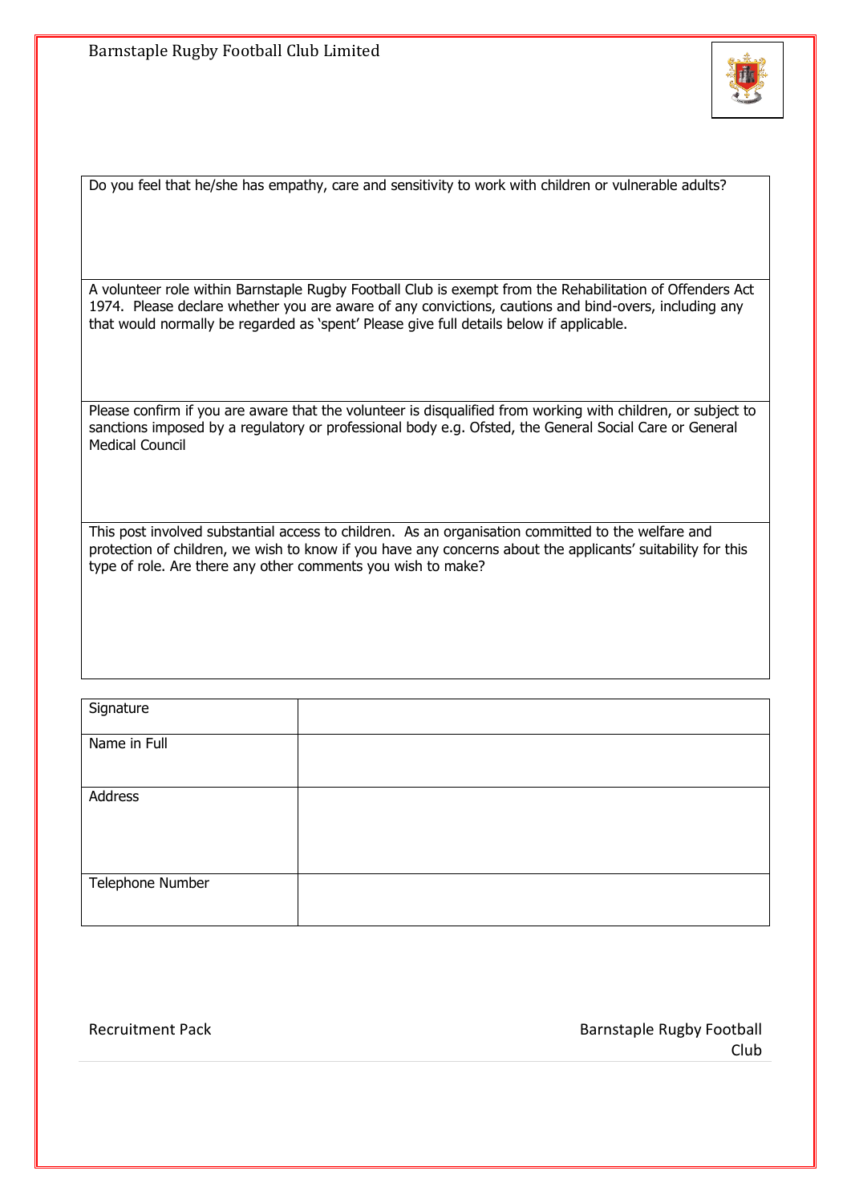| Do you feel that he/she has empathy, care and sensitivity to work with children or vulnerable adults? |
|---|
| A volunteer role within Barnstaple Rugby Football Club is exempt from the Rehabilitation of Offenders Act 1974. Please declare whether you are aware of any convictions, cautions and bind-overs, including any that would normally be regarded as 'spent' Please give full details below if applicable. |
| Please confirm if you are aware that the volunteer is disqualified from working with children, or subject to sanctions imposed by a regulatory or professional body e.g. Ofsted, the General Social Care or General Medical Council |
| This post involved substantial access to children. As an organisation committed to the welfare and protection of children, we wish to know if you have any concerns about the applicants' suitability for this type of role. Are there any other comments you wish to make? |

| Signature | |
|---|---|
| Name in Full | |
| Address | |
| Telephone Number | |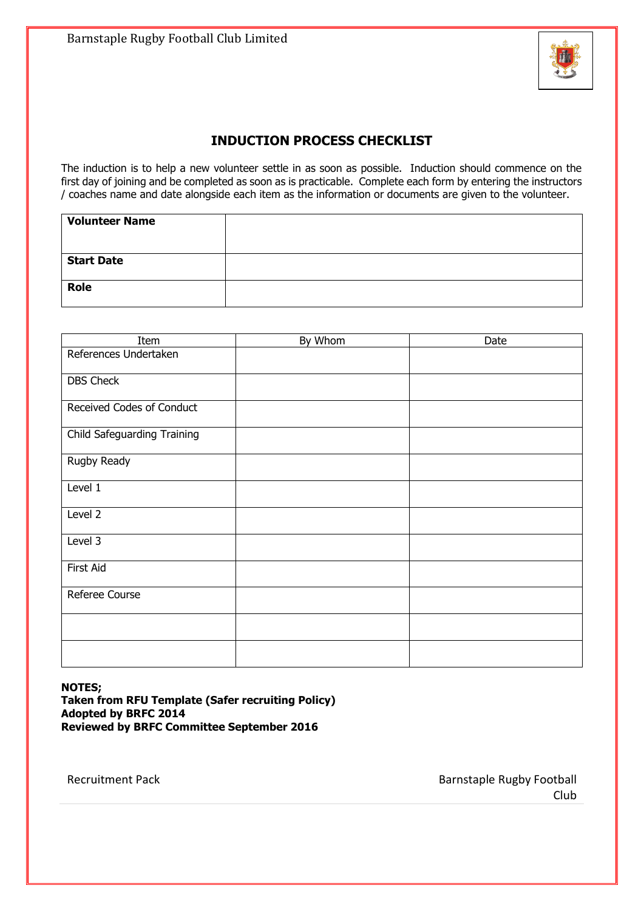# INDUCTION PROCESS CHECKLIST

The induction is to help a new volunteer settle in as soon as possible. Induction should commence on the first day of joining and be completed as soon as is practicable. Complete each form by entering the instructors / coaches name and date alongside each item as the information or documents are given to the volunteer.

| | |
|---|---|
| **Volunteer Name** | |
| **Start Date** | |
| **Role** | |

| Item | By Whom | Date |
|---|---|---|
| References Undertaken | | |
| DBS Check | | |
| Received Codes of Conduct | | |
| Child Safeguarding Training | | |
| Rugby Ready | | |
| Level 1 | | |
| Level 2 | | |
| Level 3 | | |
| First Aid | | |
| Referee Course | | |
| | | |
| | | |

**NOTES;**
**Taken from RFU Template (Safer recruiting Policy)**
**Adopted by BRFC 2014**
**Reviewed by BRFC Committee September 2016**